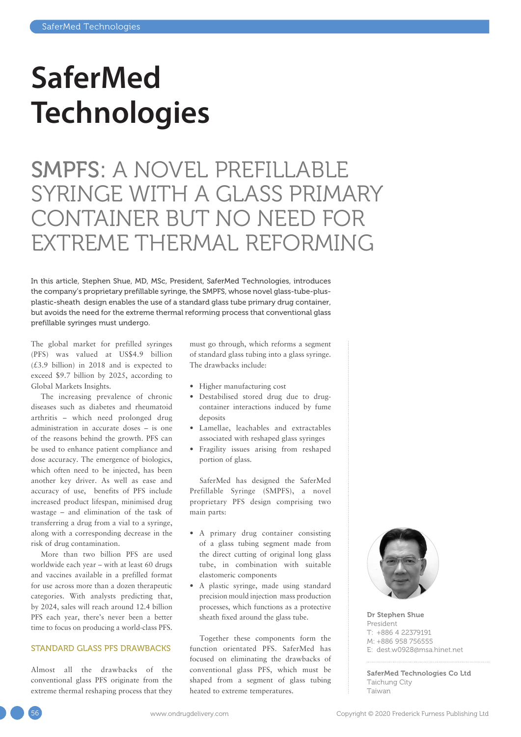# SaferMed Technologies

## SMPFS: A NOVEL PREFILLABLE SYRINGE WITH A GLASS PRIMARY CONTAINER BUT NO NEED FOR EXTREME THERMAL REFORMING

In this article, Stephen Shue, MD, MSc, President, SaferMed Technologies, introduces the company's proprietary prefillable syringe, the SMPFS, whose novel glass-tube-plus-plastic-sheath design enables the use of a standard glass tube primary drug container, but avoids the need for the extreme thermal reforming process that conventional glass prefillable syringes must undergo.

The global market for prefilled syringes (PFS) was valued at US$4.9 billion (£3.9 billion) in 2018 and is expected to exceed $9.7 billion by 2025, according to Global Markets Insights.

The increasing prevalence of chronic diseases such as diabetes and rheumatoid arthritis – which need prolonged drug administration in accurate doses – is one of the reasons behind the growth. PFS can be used to enhance patient compliance and dose accuracy. The emergence of biologics, which often need to be injected, has been another key driver. As well as ease and accuracy of use, benefits of PFS include increased product lifespan, minimised drug wastage – and elimination of the task of transferring a drug from a vial to a syringe, along with a corresponding decrease in the risk of drug contamination.

More than two billion PFS are used worldwide each year – with at least 60 drugs and vaccines available in a prefilled format for use across more than a dozen therapeutic categories. With analysts predicting that, by 2024, sales will reach around 12.4 billion PFS each year, there's never been a better time to focus on producing a world-class PFS.

### STANDARD GLASS PFS DRAWBACKS

Almost all the drawbacks of the conventional glass PFS originate from the extreme thermal reshaping process that they must go through, which reforms a segment of standard glass tubing into a glass syringe. The drawbacks include:

- Higher manufacturing cost
- Destabilised stored drug due to drug-container interactions induced by fume deposits
- Lamellae, leachables and extractables associated with reshaped glass syringes
- Fragility issues arising from reshaped portion of glass.

SaferMed has designed the SaferMed Prefillable Syringe (SMPFS), a novel proprietary PFS design comprising two main parts:

- A primary drug container consisting of a glass tubing segment made from the direct cutting of original long glass tube, in combination with suitable elastomeric components
- A plastic syringe, made using standard precision mould injection mass production processes, which functions as a protective sheath fixed around the glass tube.

Together these components form the function orientated PFS. SaferMed has focused on eliminating the drawbacks of conventional glass PFS, which must be shaped from a segment of glass tubing heated to extreme temperatures.

**Dr Stephen Shue**
President
T: +886 4 22379191
M: +886 958 756555
E: dest.w0928@msa.hinet.net

**SaferMed Technologies Co Ltd**
Taichung City
Taiwan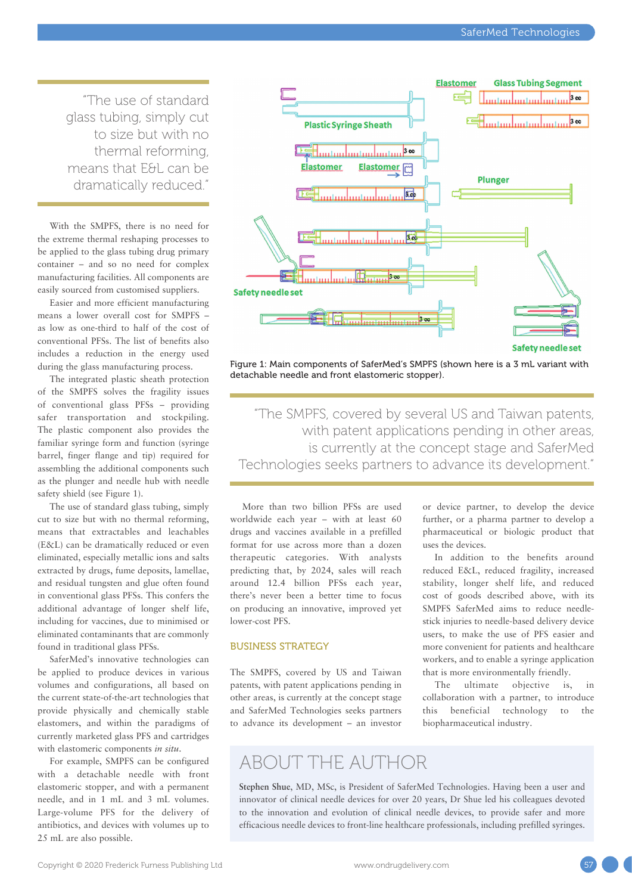> "The use of standard glass tubing, simply cut to size but with no thermal reforming, means that E&L can be dramatically reduced."

With the SMPFS, there is no need for the extreme thermal reshaping processes to be applied to the glass tubing drug primary container – and so no need for complex manufacturing facilities. All components are easily sourced from customised suppliers.

Easier and more efficient manufacturing means a lower overall cost for SMPFS – as low as one-third to half of the cost of conventional PFSs. The list of benefits also includes a reduction in the energy used during the glass manufacturing process.

The integrated plastic sheath protection of the SMPFS solves the fragility issues of conventional glass PFSs – providing safer transportation and stockpiling. The plastic component also provides the familiar syringe form and function (syringe barrel, finger flange and tip) required for assembling the additional components such as the plunger and needle hub with needle safety shield (see Figure 1).

The use of standard glass tubing, simply cut to size but with no thermal reforming, means that extractables and leachables (E&L) can be dramatically reduced or even eliminated, especially metallic ions and salts extracted by drugs, fume deposits, lamellae, and residual tungsten and glue often found in conventional glass PFSs. This confers the additional advantage of longer shelf life, including for vaccines, due to minimised or eliminated contaminants that are commonly found in traditional glass PFSs.

SaferMed's innovative technologies can be applied to produce devices in various volumes and configurations, all based on the current state-of-the-art technologies that provide physically and chemically stable elastomers, and within the paradigms of currently marketed glass PFS and cartridges with elastomeric components *in situ*.

For example, SMPFS can be configured with a detachable needle with front elastomeric stopper, and with a permanent needle, and in 1 mL and 3 mL volumes. Large-volume PFS for the delivery of antibiotics, and devices with volumes up to 25 mL are also possible.

Elastomer
Glass Tubing Segment
Plastic Syringe Sheath
Elastomer
Elastomer
Plunger
Safety needle set
Safety needle set

Figure 1: Main components of SaferMed's SMPFS (shown here is a 3 mL variant with detachable needle and front elastomeric stopper).

> "The SMPFS, covered by several US and Taiwan patents, with patent applications pending in other areas, is currently at the concept stage and SaferMed Technologies seeks partners to advance its development."

More than two billion PFSs are used worldwide each year – with at least 60 drugs and vaccines available in a prefilled format for use across more than a dozen therapeutic categories. With analysts predicting that, by 2024, sales will reach around 12.4 billion PFSs each year, there's never been a better time to focus on producing an innovative, improved yet lower-cost PFS.

## BUSINESS STRATEGY

The SMPFS, covered by US and Taiwan patents, with patent applications pending in other areas, is currently at the concept stage and SaferMed Technologies seeks partners to advance its development – an investor or device partner, to develop the device further, or a pharma partner to develop a pharmaceutical or biologic product that uses the devices.

In addition to the benefits around reduced E&L, reduced fragility, increased stability, longer shelf life, and reduced cost of goods described above, with its SMPFS SaferMed aims to reduce needle-stick injuries to needle-based delivery device users, to make the use of PFS easier and more convenient for patients and healthcare workers, and to enable a syringe application that is more environmentally friendly.

The ultimate objective is, in collaboration with a partner, to introduce this beneficial technology to the biopharmaceutical industry.

## ABOUT THE AUTHOR

**Stephen Shue**, MD, MSc, is President of SaferMed Technologies. Having been a user and innovator of clinical needle devices for over 20 years, Dr Shue led his colleagues devoted to the innovation and evolution of clinical needle devices, to provide safer and more efficacious needle devices to front-line healthcare professionals, including prefilled syringes.